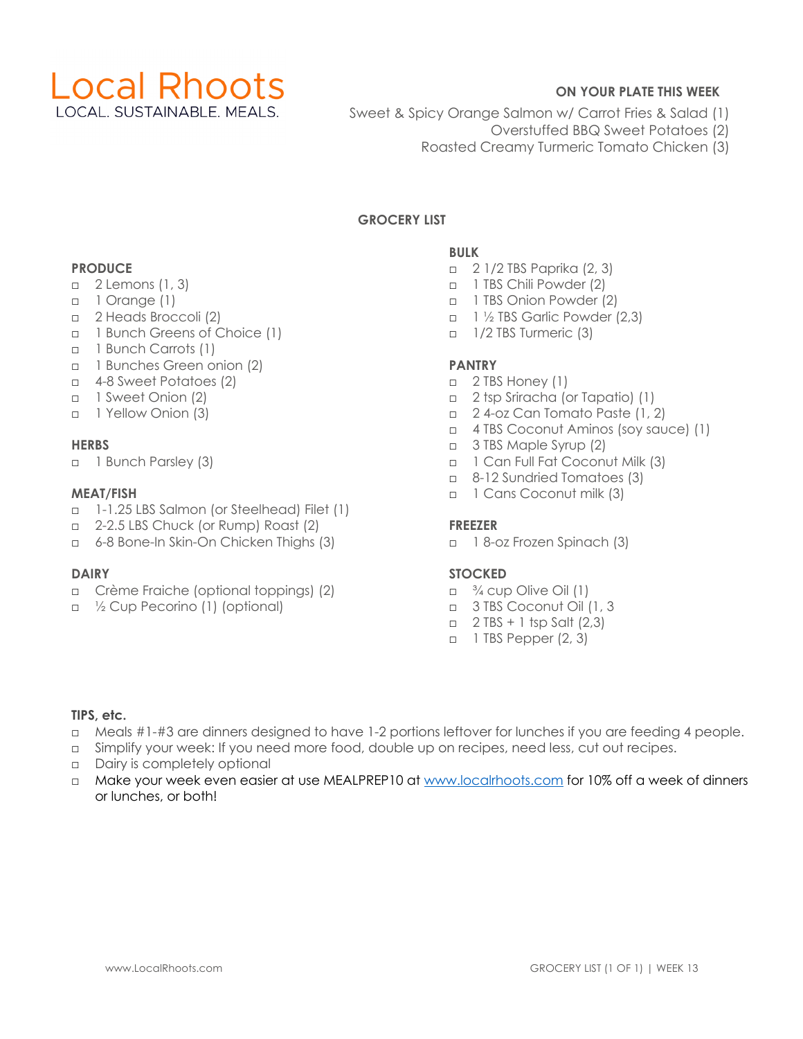# Local Rhoots

LOCAL. SUSTAINABLE. MEALS.

**ON YOUR PLATE THIS WEEK**

Sweet & Spicy Orange Salmon w/ Carrot Fries & Salad (1)
Overstuffed BBQ Sweet Potatoes (2)
Roasted Creamy Turmeric Tomato Chicken (3)

## GROCERY LIST

### PRODUCE

- ◻ 2 Lemons (1, 3)
- ◻ 1 Orange (1)
- ◻ 2 Heads Broccoli (2)
- ◻ 1 Bunch Greens of Choice (1)
- ◻ 1 Bunch Carrots (1)
- ◻ 1 Bunches Green onion (2)
- ◻ 4-8 Sweet Potatoes (2)
- ◻ 1 Sweet Onion (2)
- ◻ 1 Yellow Onion (3)

### HERBS

- ◻ 1 Bunch Parsley (3)

### MEAT/FISH

- ◻ 1-1.25 LBS Salmon (or Steelhead) Filet (1)
- ◻ 2-2.5 LBS Chuck (or Rump) Roast (2)
- ◻ 6-8 Bone-In Skin-On Chicken Thighs (3)

### DAIRY

- ◻ Crème Fraiche (optional toppings) (2)
- ◻ ½ Cup Pecorino (1) (optional)

### BULK

- ◻ 2 1/2 TBS Paprika (2, 3)
- ◻ 1 TBS Chili Powder (2)
- ◻ 1 TBS Onion Powder (2)
- ◻ 1 ½ TBS Garlic Powder (2,3)
- ◻ 1/2 TBS Turmeric (3)

### PANTRY

- ◻ 2 TBS Honey (1)
- ◻ 2 tsp Sriracha (or Tapatio) (1)
- ◻ 2 4-oz Can Tomato Paste (1, 2)
- ◻ 4 TBS Coconut Aminos (soy sauce) (1)
- ◻ 3 TBS Maple Syrup (2)
- ◻ 1 Can Full Fat Coconut Milk (3)
- ◻ 8-12 Sundried Tomatoes (3)
- ◻ 1 Cans Coconut milk (3)

### FREEZER

- ◻ 1 8-oz Frozen Spinach (3)

### STOCKED

- ◻ ¾ cup Olive Oil (1)
- ◻ 3 TBS Coconut Oil (1, 3
- ◻ 2 TBS + 1 tsp Salt (2,3)
- ◻ 1 TBS Pepper (2, 3)

### TIPS, etc.

- ◻ Meals #1-#3 are dinners designed to have 1-2 portions leftover for lunches if you are feeding 4 people.
- ◻ Simplify your week: If you need more food, double up on recipes, need less, cut out recipes.
- ◻ Dairy is completely optional
- ◻ Make your week even easier at use MEALPREP10 at www.localrhoots.com for 10% off a week of dinners or lunches, or both!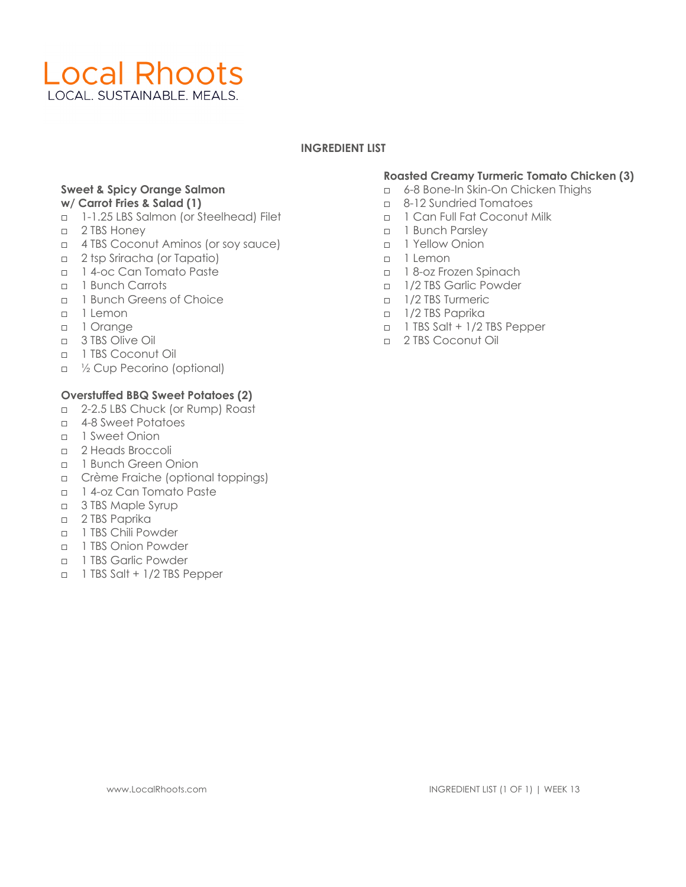# Local Rhoots

LOCAL. SUSTAINABLE. MEALS.

## INGREDIENT LIST

### Sweet & Spicy Orange Salmon w/ Carrot Fries & Salad (1)

- ◻ 1-1.25 LBS Salmon (or Steelhead) Filet
- ◻ 2 TBS Honey
- ◻ 4 TBS Coconut Aminos (or soy sauce)
- ◻ 2 tsp Sriracha (or Tapatio)
- ◻ 1 4-oc Can Tomato Paste
- ◻ 1 Bunch Carrots
- ◻ 1 Bunch Greens of Choice
- ◻ 1 Lemon
- ◻ 1 Orange
- ◻ 3 TBS Olive Oil
- ◻ 1 TBS Coconut Oil
- ◻ ½ Cup Pecorino (optional)

### Overstuffed BBQ Sweet Potatoes (2)

- ◻ 2-2.5 LBS Chuck (or Rump) Roast
- ◻ 4-8 Sweet Potatoes
- ◻ 1 Sweet Onion
- ◻ 2 Heads Broccoli
- ◻ 1 Bunch Green Onion
- ◻ Crème Fraiche (optional toppings)
- ◻ 1 4-oz Can Tomato Paste
- ◻ 3 TBS Maple Syrup
- ◻ 2 TBS Paprika
- ◻ 1 TBS Chili Powder
- ◻ 1 TBS Onion Powder
- ◻ 1 TBS Garlic Powder
- ◻ 1 TBS Salt + 1/2 TBS Pepper

### Roasted Creamy Turmeric Tomato Chicken (3)

- ◻ 6-8 Bone-In Skin-On Chicken Thighs
- ◻ 8-12 Sundried Tomatoes
- ◻ 1 Can Full Fat Coconut Milk
- ◻ 1 Bunch Parsley
- ◻ 1 Yellow Onion
- ◻ 1 Lemon
- ◻ 1 8-oz Frozen Spinach
- ◻ 1/2 TBS Garlic Powder
- ◻ 1/2 TBS Turmeric
- ◻ 1/2 TBS Paprika
- ◻ 1 TBS Salt + 1/2 TBS Pepper
- ◻ 2 TBS Coconut Oil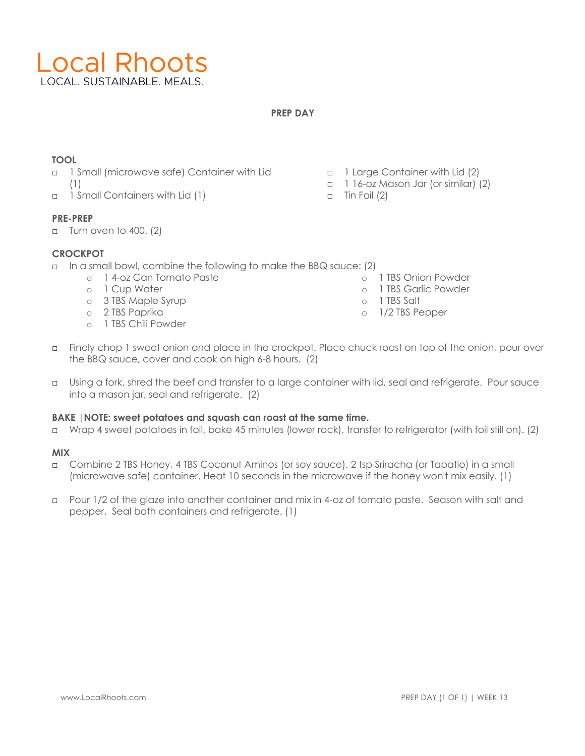# Local Rhoots

LOCAL. SUSTAINABLE. MEALS.

## PREP DAY

### TOOL

- 1 Small (microwave safe) Container with Lid (1)
- 1 Small Containers with Lid (1)
- 1 Large Container with Lid (2)
- 1 16-oz Mason Jar (or similar) (2)
- Tin Foil (2)

### PRE-PREP

- Turn oven to 400. (2)

### CROCKPOT

- In a small bowl, combine the following to make the BBQ sauce: (2)
  - 1 4-oz Can Tomato Paste
  - 1 Cup Water
  - 3 TBS Maple Syrup
  - 2 TBS Paprika
  - 1 TBS Chili Powder
  - 1 TBS Onion Powder
  - 1 TBS Garlic Powder
  - 1 TBS Salt
  - 1/2 TBS Pepper
- Finely chop 1 sweet onion and place in the crockpot. Place chuck roast on top of the onion, pour over the BBQ sauce, cover and cook on high 6-8 hours. (2)
- Using a fork, shred the beef and transfer to a large container with lid, seal and refrigerate. Pour sauce into a mason jar, seal and refrigerate. (2)

### BAKE |NOTE: sweet potatoes and squash can roast at the same time.

- Wrap 4 sweet potatoes in foil, bake 45 minutes (lower rack), transfer to refrigerator (with foil still on). (2)

### MIX

- Combine 2 TBS Honey, 4 TBS Coconut Aminos (or soy sauce), 2 tsp Sriracha (or Tapatio) in a small (microwave safe) container. Heat 10 seconds in the microwave if the honey won't mix easily. (1)
- Pour 1/2 of the glaze into another container and mix in 4-oz of tomato paste. Season with salt and pepper. Seal both containers and refrigerate. (1)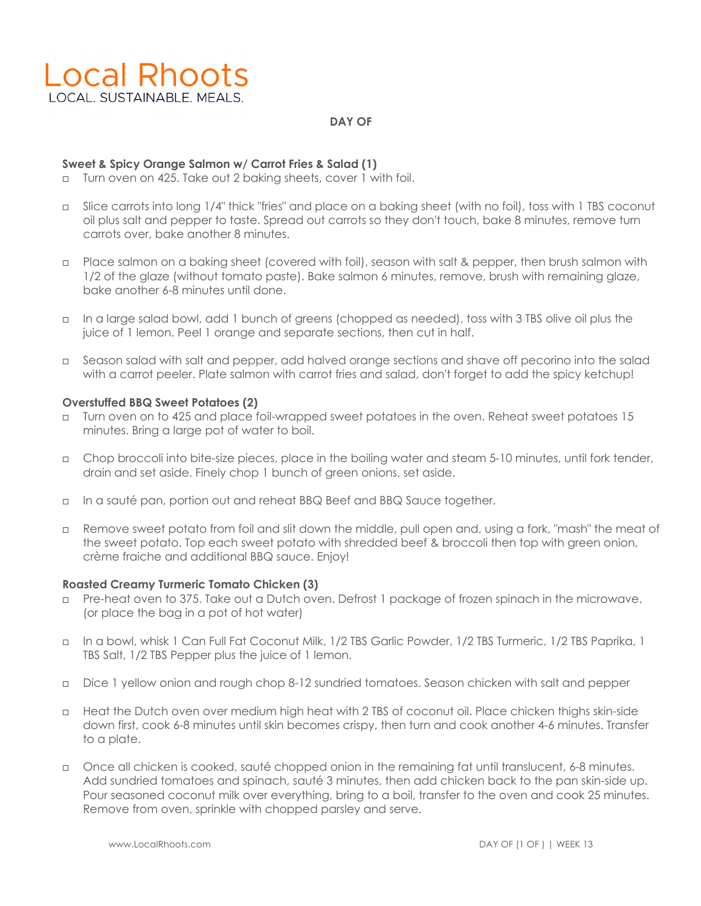# Local Rhoots

LOCAL. SUSTAINABLE. MEALS.

**DAY OF**

**Sweet & Spicy Orange Salmon w/ Carrot Fries & Salad (1)**

- ◻ Turn oven on 425. Take out 2 baking sheets, cover 1 with foil.
- ◻ Slice carrots into long 1/4" thick "fries" and place on a baking sheet (with no foil), toss with 1 TBS coconut oil plus salt and pepper to taste. Spread out carrots so they don't touch, bake 8 minutes, remove turn carrots over, bake another 8 minutes.
- ◻ Place salmon on a baking sheet (covered with foil), season with salt & pepper, then brush salmon with 1/2 of the glaze (without tomato paste). Bake salmon 6 minutes, remove, brush with remaining glaze, bake another 6-8 minutes until done.
- ◻ In a large salad bowl, add 1 bunch of greens (chopped as needed), toss with 3 TBS olive oil plus the juice of 1 lemon. Peel 1 orange and separate sections, then cut in half.
- ◻ Season salad with salt and pepper, add halved orange sections and shave off pecorino into the salad with a carrot peeler. Plate salmon with carrot fries and salad, don't forget to add the spicy ketchup!

**Overstuffed BBQ Sweet Potatoes (2)**

- ◻ Turn oven on to 425 and place foil-wrapped sweet potatoes in the oven. Reheat sweet potatoes 15 minutes. Bring a large pot of water to boil.
- ◻ Chop broccoli into bite-size pieces, place in the boiling water and steam 5-10 minutes, until fork tender, drain and set aside. Finely chop 1 bunch of green onions, set aside.
- ◻ In a sauté pan, portion out and reheat BBQ Beef and BBQ Sauce together.
- ◻ Remove sweet potato from foil and slit down the middle, pull open and, using a fork, "mash" the meat of the sweet potato. Top each sweet potato with shredded beef & broccoli then top with green onion, crème fraiche and additional BBQ sauce. Enjoy!

**Roasted Creamy Turmeric Tomato Chicken (3)**

- ◻ Pre-heat oven to 375. Take out a Dutch oven. Defrost 1 package of frozen spinach in the microwave. (or place the bag in a pot of hot water)
- ◻ In a bowl, whisk 1 Can Full Fat Coconut Milk, 1/2 TBS Garlic Powder, 1/2 TBS Turmeric, 1/2 TBS Paprika, 1 TBS Salt, 1/2 TBS Pepper plus the juice of 1 lemon.
- ◻ Dice 1 yellow onion and rough chop 8-12 sundried tomatoes. Season chicken with salt and pepper
- ◻ Heat the Dutch oven over medium high heat with 2 TBS of coconut oil. Place chicken thighs skin-side down first, cook 6-8 minutes until skin becomes crispy, then turn and cook another 4-6 minutes. Transfer to a plate.
- ◻ Once all chicken is cooked, sauté chopped onion in the remaining fat until translucent, 6-8 minutes. Add sundried tomatoes and spinach, sauté 3 minutes, then add chicken back to the pan skin-side up. Pour seasoned coconut milk over everything, bring to a boil, transfer to the oven and cook 25 minutes. Remove from oven, sprinkle with chopped parsley and serve.